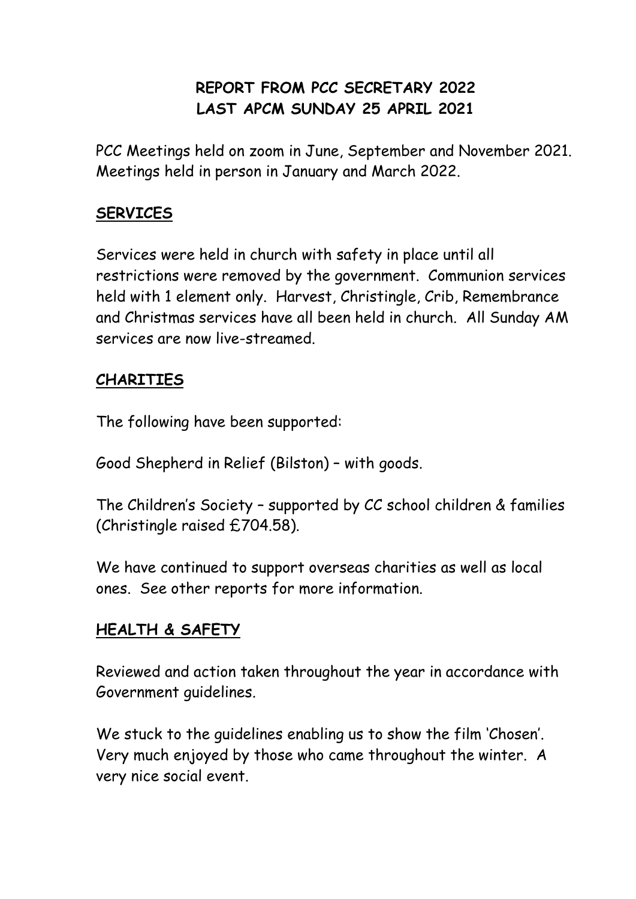# REPORT FROM PCC SECRETARY 2022
# LAST APCM SUNDAY 25 APRIL 2021

PCC Meetings held on zoom in June, September and November 2021. Meetings held in person in January and March 2022.

## SERVICES

Services were held in church with safety in place until all restrictions were removed by the government. Communion services held with 1 element only. Harvest, Christingle, Crib, Remembrance and Christmas services have all been held in church. All Sunday AM services are now live-streamed.

## CHARITIES

The following have been supported:

Good Shepherd in Relief (Bilston) – with goods.

The Children's Society – supported by CC school children & families (Christingle raised £704.58).

We have continued to support overseas charities as well as local ones. See other reports for more information.

## HEALTH & SAFETY

Reviewed and action taken throughout the year in accordance with Government guidelines.

We stuck to the guidelines enabling us to show the film 'Chosen'. Very much enjoyed by those who came throughout the winter. A very nice social event.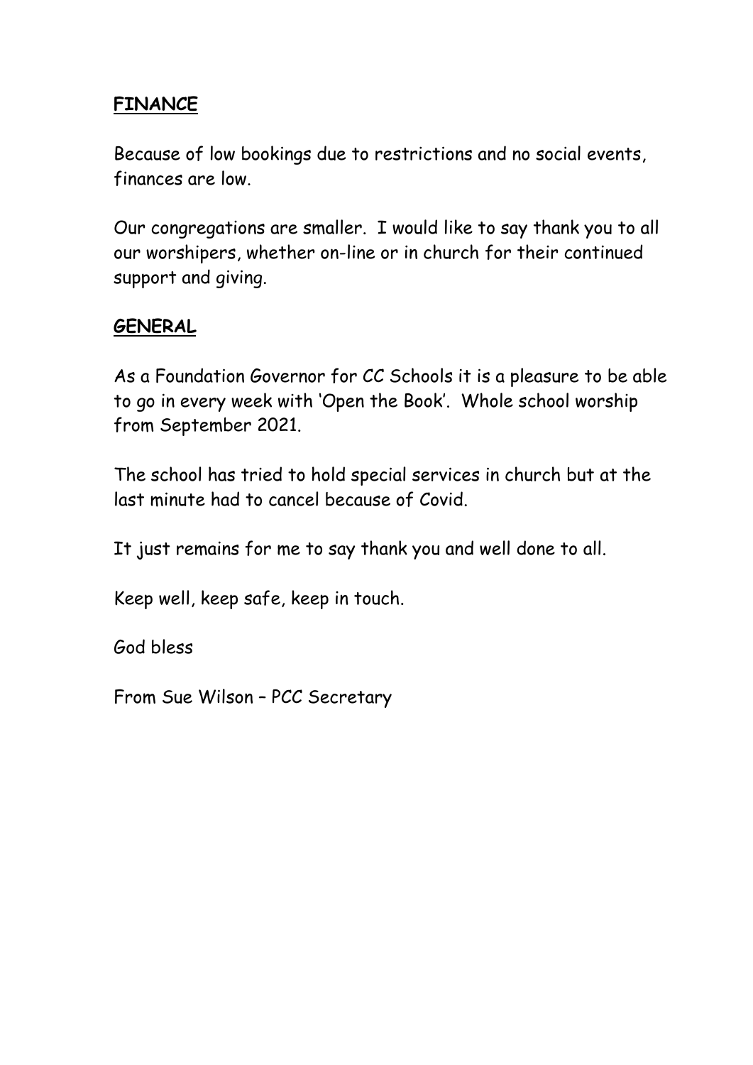## FINANCE

Because of low bookings due to restrictions and no social events, finances are low.

Our congregations are smaller. I would like to say thank you to all our worshipers, whether on-line or in church for their continued support and giving.

## GENERAL

As a Foundation Governor for CC Schools it is a pleasure to be able to go in every week with 'Open the Book'. Whole school worship from September 2021.

The school has tried to hold special services in church but at the last minute had to cancel because of Covid.

It just remains for me to say thank you and well done to all.

Keep well, keep safe, keep in touch.

God bless

From Sue Wilson – PCC Secretary